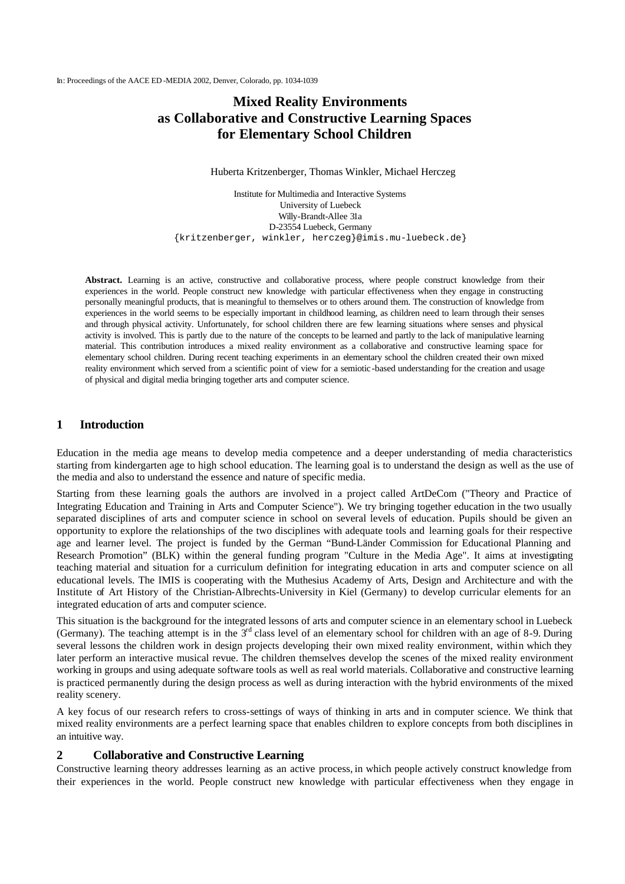In: Proceedings of the AACE ED-MEDIA 2002, Denver, Colorado, pp. 1034-1039

# Mixed Reality Environments as Collaborative and Constructive Learning Spaces for Elementary School Children

Huberta Kritzenberger, Thomas Winkler, Michael Herczeg

Institute for Multimedia and Interactive Systems
University of Luebeck
Willy-Brandt-Allee 31a
D-23554 Luebeck, Germany
{kritzenberger, winkler, herczeg}@imis.mu-luebeck.de}

**Abstract.** Learning is an active, constructive and collaborative process, where people construct knowledge from their experiences in the world. People construct new knowledge with particular effectiveness when they engage in constructing personally meaningful products, that is meaningful to themselves or to others around them. The construction of knowledge from experiences in the world seems to be especially important in childhood learning, as children need to learn through their senses and through physical activity. Unfortunately, for school children there are few learning situations where senses and physical activity is involved. This is partly due to the nature of the concepts to be learned and partly to the lack of manipulative learning material. This contribution introduces a mixed reality environment as a collaborative and constructive learning space for elementary school children. During recent teaching experiments in an elementary school the children created their own mixed reality environment which served from a scientific point of view for a semiotic-based understanding for the creation and usage of physical and digital media bringing together arts and computer science.

## 1 Introduction

Education in the media age means to develop media competence and a deeper understanding of media characteristics starting from kindergarten age to high school education. The learning goal is to understand the design as well as the use of the media and also to understand the essence and nature of specific media.

Starting from these learning goals the authors are involved in a project called ArtDeCom ("Theory and Practice of Integrating Education and Training in Arts and Computer Science"). We try bringing together education in the two usually separated disciplines of arts and computer science in school on several levels of education. Pupils should be given an opportunity to explore the relationships of the two disciplines with adequate tools and learning goals for their respective age and learner level. The project is funded by the German "Bund-Länder Commission for Educational Planning and Research Promotion" (BLK) within the general funding program "Culture in the Media Age". It aims at investigating teaching material and situation for a curriculum definition for integrating education in arts and computer science on all educational levels. The IMIS is cooperating with the Muthesius Academy of Arts, Design and Architecture and with the Institute of Art History of the Christian-Albrechts-University in Kiel (Germany) to develop curricular elements for an integrated education of arts and computer science.

This situation is the background for the integrated lessons of arts and computer science in an elementary school in Luebeck (Germany). The teaching attempt is in the 3rd class level of an elementary school for children with an age of 8-9. During several lessons the children work in design projects developing their own mixed reality environment, within which they later perform an interactive musical revue. The children themselves develop the scenes of the mixed reality environment working in groups and using adequate software tools as well as real world materials. Collaborative and constructive learning is practiced permanently during the design process as well as during interaction with the hybrid environments of the mixed reality scenery.

A key focus of our research refers to cross-settings of ways of thinking in arts and in computer science. We think that mixed reality environments are a perfect learning space that enables children to explore concepts from both disciplines in an intuitive way.

## 2 Collaborative and Constructive Learning

Constructive learning theory addresses learning as an active process, in which people actively construct knowledge from their experiences in the world. People construct new knowledge with particular effectiveness when they engage in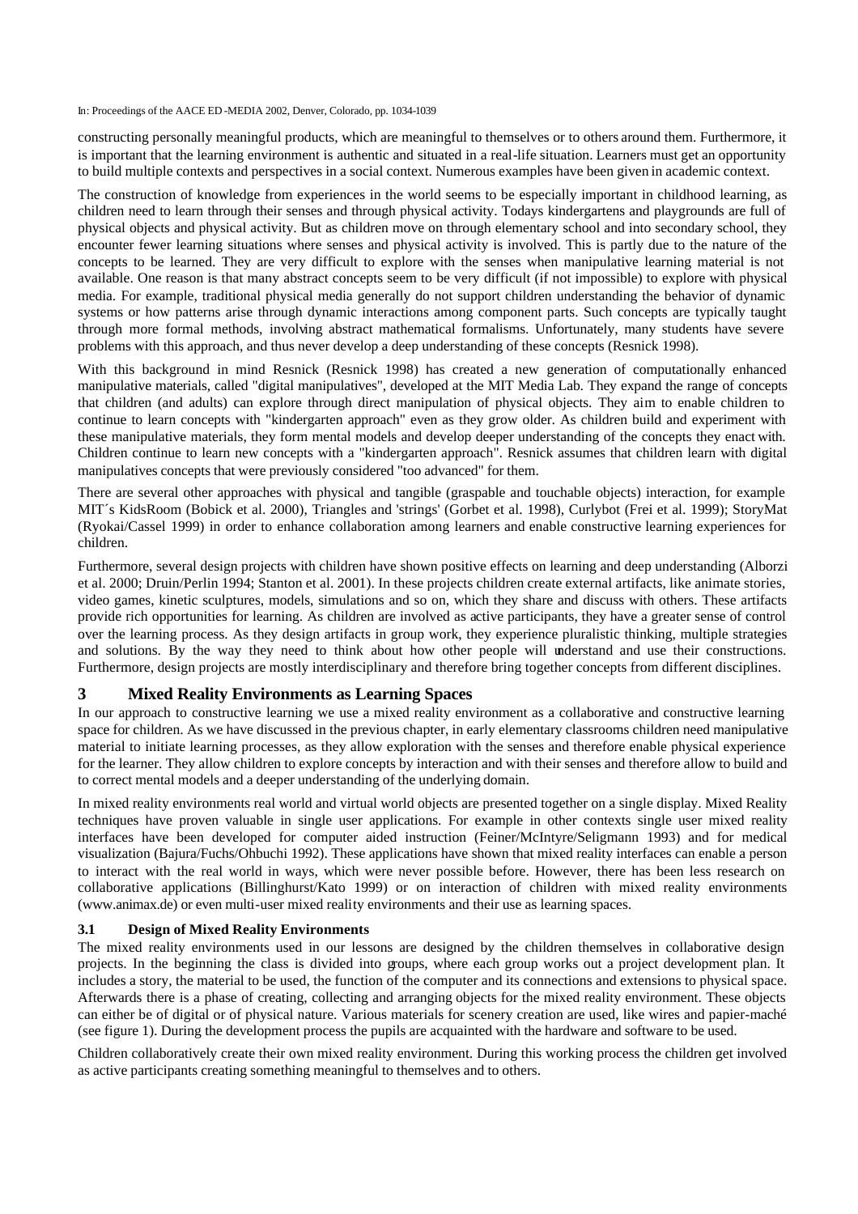constructing personally meaningful products, which are meaningful to themselves or to others around them. Furthermore, it is important that the learning environment is authentic and situated in a real-life situation. Learners must get an opportunity to build multiple contexts and perspectives in a social context. Numerous examples have been given in academic context.

The construction of knowledge from experiences in the world seems to be especially important in childhood learning, as children need to learn through their senses and through physical activity. Todays kindergartens and playgrounds are full of physical objects and physical activity. But as children move on through elementary school and into secondary school, they encounter fewer learning situations where senses and physical activity is involved. This is partly due to the nature of the concepts to be learned. They are very difficult to explore with the senses when manipulative learning material is not available. One reason is that many abstract concepts seem to be very difficult (if not impossible) to explore with physical media. For example, traditional physical media generally do not support children understanding the behavior of dynamic systems or how patterns arise through dynamic interactions among component parts. Such concepts are typically taught through more formal methods, involving abstract mathematical formalisms. Unfortunately, many students have severe problems with this approach, and thus never develop a deep understanding of these concepts (Resnick 1998).

With this background in mind Resnick (Resnick 1998) has created a new generation of computationally enhanced manipulative materials, called "digital manipulatives", developed at the MIT Media Lab. They expand the range of concepts that children (and adults) can explore through direct manipulation of physical objects. They aim to enable children to continue to learn concepts with "kindergarten approach" even as they grow older. As children build and experiment with these manipulative materials, they form mental models and develop deeper understanding of the concepts they enact with. Children continue to learn new concepts with a "kindergarten approach". Resnick assumes that children learn with digital manipulatives concepts that were previously considered "too advanced" for them.

There are several other approaches with physical and tangible (graspable and touchable objects) interaction, for example MIT´s KidsRoom (Bobick et al. 2000), Triangles and 'strings' (Gorbet et al. 1998), Curlybot (Frei et al. 1999); StoryMat (Ryokai/Cassel 1999) in order to enhance collaboration among learners and enable constructive learning experiences for children.

Furthermore, several design projects with children have shown positive effects on learning and deep understanding (Alborzi et al. 2000; Druin/Perlin 1994; Stanton et al. 2001). In these projects children create external artifacts, like animate stories, video games, kinetic sculptures, models, simulations and so on, which they share and discuss with others. These artifacts provide rich opportunities for learning. As children are involved as active participants, they have a greater sense of control over the learning process. As they design artifacts in group work, they experience pluralistic thinking, multiple strategies and solutions. By the way they need to think about how other people will understand and use their constructions. Furthermore, design projects are mostly interdisciplinary and therefore bring together concepts from different disciplines.

## 3 Mixed Reality Environments as Learning Spaces

In our approach to constructive learning we use a mixed reality environment as a collaborative and constructive learning space for children. As we have discussed in the previous chapter, in early elementary classrooms children need manipulative material to initiate learning processes, as they allow exploration with the senses and therefore enable physical experience for the learner. They allow children to explore concepts by interaction and with their senses and therefore allow to build and to correct mental models and a deeper understanding of the underlying domain.

In mixed reality environments real world and virtual world objects are presented together on a single display. Mixed Reality techniques have proven valuable in single user applications. For example in other contexts single user mixed reality interfaces have been developed for computer aided instruction (Feiner/McIntyre/Seligmann 1993) and for medical visualization (Bajura/Fuchs/Ohbuchi 1992). These applications have shown that mixed reality interfaces can enable a person to interact with the real world in ways, which were never possible before. However, there has been less research on collaborative applications (Billinghurst/Kato 1999) or on interaction of children with mixed reality environments (www.animax.de) or even multi-user mixed reality environments and their use as learning spaces.

### 3.1 Design of Mixed Reality Environments

The mixed reality environments used in our lessons are designed by the children themselves in collaborative design projects. In the beginning the class is divided into groups, where each group works out a project development plan. It includes a story, the material to be used, the function of the computer and its connections and extensions to physical space. Afterwards there is a phase of creating, collecting and arranging objects for the mixed reality environment. These objects can either be of digital or of physical nature. Various materials for scenery creation are used, like wires and papier-maché (see figure 1). During the development process the pupils are acquainted with the hardware and software to be used.

Children collaboratively create their own mixed reality environment. During this working process the children get involved as active participants creating something meaningful to themselves and to others.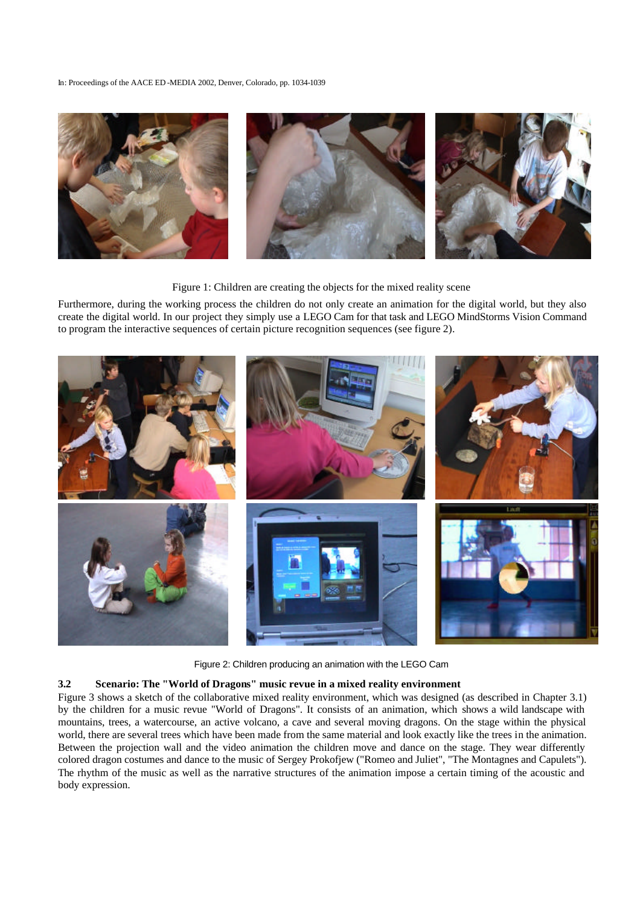Figure 1: Children are creating the objects for the mixed reality scene

Furthermore, during the working process the children do not only create an animation for the digital world, but they also create the digital world. In our project they simply use a LEGO Cam for that task and LEGO MindStorms Vision Command to program the interactive sequences of certain picture recognition sequences (see figure 2).

Figure 2: Children producing an animation with the LEGO Cam

### 3.2 Scenario: The "World of Dragons" music revue in a mixed reality environment

Figure 3 shows a sketch of the collaborative mixed reality environment, which was designed (as described in Chapter 3.1) by the children for a music revue "World of Dragons". It consists of an animation, which shows a wild landscape with mountains, trees, a watercourse, an active volcano, a cave and several moving dragons. On the stage within the physical world, there are several trees which have been made from the same material and look exactly like the trees in the animation. Between the projection wall and the video animation the children move and dance on the stage. They wear differently colored dragon costumes and dance to the music of Sergey Prokofjew ("Romeo and Juliet", "The Montagnes and Capulets"). The rhythm of the music as well as the narrative structures of the animation impose a certain timing of the acoustic and body expression.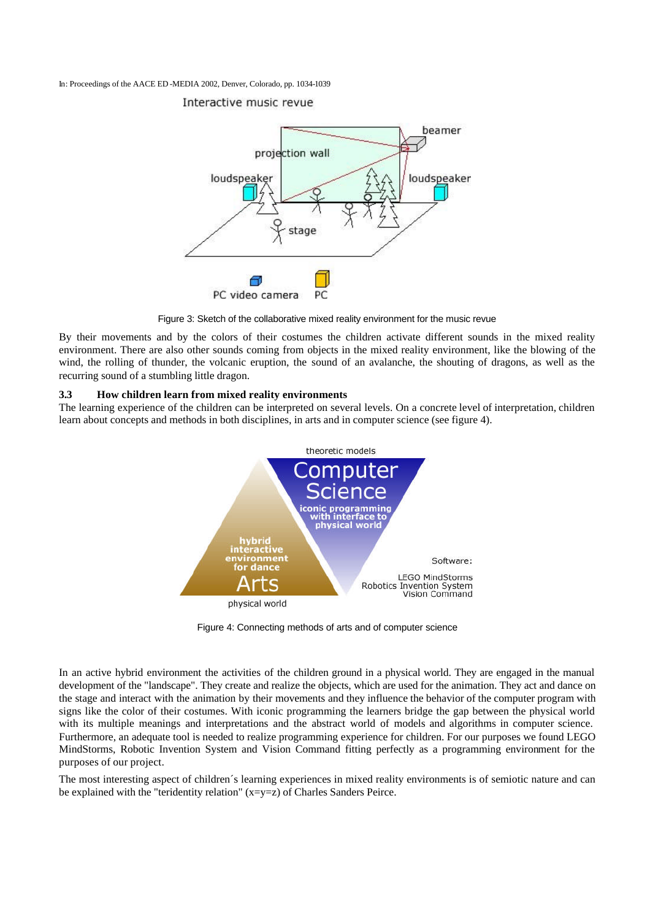Figure 3: Sketch of the collaborative mixed reality environment for the music revue

By their movements and by the colors of their costumes the children activate different sounds in the mixed reality environment. There are also other sounds coming from objects in the mixed reality environment, like the blowing of the wind, the rolling of thunder, the volcanic eruption, the sound of an avalanche, the shouting of dragons, as well as the recurring sound of a stumbling little dragon.

### 3.3 How children learn from mixed reality environments

The learning experience of the children can be interpreted on several levels. On a concrete level of interpretation, children learn about concepts and methods in both disciplines, in arts and in computer science (see figure 4).

Figure 4: Connecting methods of arts and of computer science

In an active hybrid environment the activities of the children ground in a physical world. They are engaged in the manual development of the "landscape". They create and realize the objects, which are used for the animation. They act and dance on the stage and interact with the animation by their movements and they influence the behavior of the computer program with signs like the color of their costumes. With iconic programming the learners bridge the gap between the physical world with its multiple meanings and interpretations and the abstract world of models and algorithms in computer science. Furthermore, an adequate tool is needed to realize programming experience for children. For our purposes we found LEGO MindStorms, Robotic Invention System and Vision Command fitting perfectly as a programming environment for the purposes of our project.

The most interesting aspect of children´s learning experiences in mixed reality environments is of semiotic nature and can be explained with the "teridentity relation" (x=y=z) of Charles Sanders Peirce.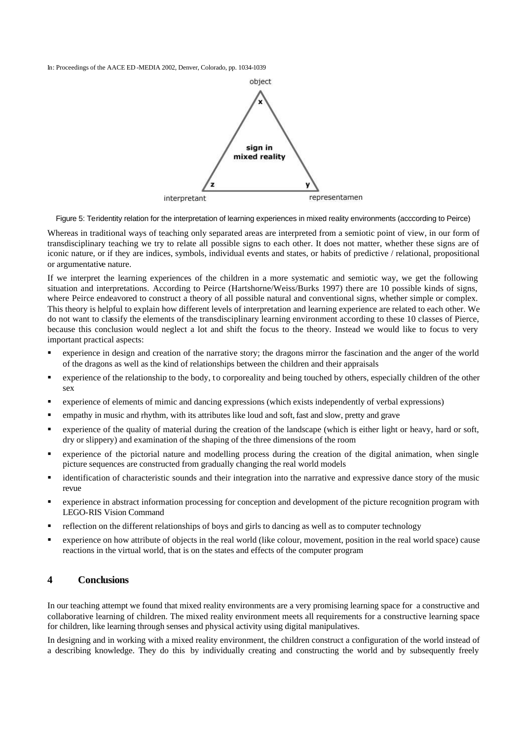Figure 5: Teridentity relation for the interpretation of learning experiences in mixed reality environments (acccording to Peirce)

Whereas in traditional ways of teaching only separated areas are interpreted from a semiotic point of view, in our form of transdisciplinary teaching we try to relate all possible signs to each other. It does not matter, whether these signs are of iconic nature, or if they are indices, symbols, individual events and states, or habits of predictive / relational, propositional or argumentative nature.

If we interpret the learning experiences of the children in a more systematic and semiotic way, we get the following situation and interpretations. According to Peirce (Hartshorne/Weiss/Burks 1997) there are 10 possible kinds of signs, where Peirce endeavored to construct a theory of all possible natural and conventional signs, whether simple or complex. This theory is helpful to explain how different levels of interpretation and learning experience are related to each other. We do not want to classify the elements of the transdisciplinary learning environment according to these 10 classes of Pierce, because this conclusion would neglect a lot and shift the focus to the theory. Instead we would like to focus to very important practical aspects:

- experience in design and creation of the narrative story; the dragons mirror the fascination and the anger of the world of the dragons as well as the kind of relationships between the children and their appraisals
- experience of the relationship to the body, to corporeality and being touched by others, especially children of the other sex
- experience of elements of mimic and dancing expressions (which exists independently of verbal expressions)
- empathy in music and rhythm, with its attributes like loud and soft, fast and slow, pretty and grave
- experience of the quality of material during the creation of the landscape (which is either light or heavy, hard or soft, dry or slippery) and examination of the shaping of the three dimensions of the room
- experience of the pictorial nature and modelling process during the creation of the digital animation, when single picture sequences are constructed from gradually changing the real world models
- identification of characteristic sounds and their integration into the narrative and expressive dance story of the music revue
- experience in abstract information processing for conception and development of the picture recognition program with LEGO-RIS Vision Command
- reflection on the different relationships of boys and girls to dancing as well as to computer technology
- experience on how attribute of objects in the real world (like colour, movement, position in the real world space) cause reactions in the virtual world, that is on the states and effects of the computer program

## 4 Conclusions

In our teaching attempt we found that mixed reality environments are a very promising learning space for a constructive and collaborative learning of children. The mixed reality environment meets all requirements for a constructive learning space for children, like learning through senses and physical activity using digital manipulatives.

In designing and in working with a mixed reality environment, the children construct a configuration of the world instead of a describing knowledge. They do this by individually creating and constructing the world and by subsequently freely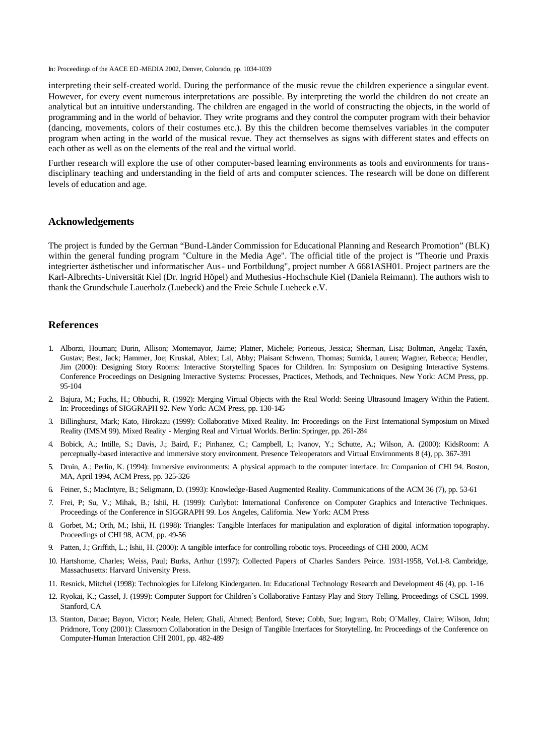interpreting their self-created world. During the performance of the music revue the children experience a singular event. However, for every event numerous interpretations are possible. By interpreting the world the children do not create an analytical but an intuitive understanding. The children are engaged in the world of constructing the objects, in the world of programming and in the world of behavior. They write programs and they control the computer program with their behavior (dancing, movements, colors of their costumes etc.). By this the children become themselves variables in the computer program when acting in the world of the musical revue. They act themselves as signs with different states and effects on each other as well as on the elements of the real and the virtual world.

Further research will explore the use of other computer-based learning environments as tools and environments for trans-disciplinary teaching and understanding in the field of arts and computer sciences. The research will be done on different levels of education and age.

## Acknowledgements

The project is funded by the German "Bund-Länder Commission for Educational Planning and Research Promotion" (BLK) within the general funding program "Culture in the Media Age". The official title of the project is "Theorie und Praxis integrierter ästhetischer und informatischer Aus- und Fortbildung", project number A 6681ASH01. Project partners are the Karl-Albrechts-Universität Kiel (Dr. Ingrid Höpel) and Muthesius-Hochschule Kiel (Daniela Reimann). The authors wish to thank the Grundschule Lauerholz (Luebeck) and the Freie Schule Luebeck e.V.

## References

1. Alborzi, Houman; Durin, Allison; Montemayor, Jaime; Platner, Michele; Porteous, Jessica; Sherman, Lisa; Boltman, Angela; Taxén, Gustav; Best, Jack; Hammer, Joe; Kruskal, Ablex; Lal, Abby; Plaisant Schwenn, Thomas; Sumida, Lauren; Wagner, Rebecca; Hendler, Jim (2000): Designing Story Rooms: Interactive Storytelling Spaces for Children. In: Symposium on Designing Interactive Systems. Conference Proceedings on Designing Interactive Systems: Processes, Practices, Methods, and Techniques. New York: ACM Press, pp. 95-104
2. Bajura, M.; Fuchs, H.; Ohbuchi, R. (1992): Merging Virtual Objects with the Real World: Seeing Ultrasound Imagery Within the Patient. In: Proceedings of SIGGRAPH 92. New York: ACM Press, pp. 130-145
3. Billinghurst, Mark; Kato, Hirokazu (1999): Collaborative Mixed Reality. In: Proceedings on the First International Symposium on Mixed Reality (IMSM 99). Mixed Reality - Merging Real and Virtual Worlds. Berlin: Springer, pp. 261-284
4. Bobick, A.; Intille, S.; Davis, J.; Baird, F.; Pinhanez, C.; Campbell, L; Ivanov, Y.; Schutte, A.; Wilson, A. (2000): KidsRoom: A perceptually-based interactive and immersive story environment. Presence Teleoperators and Virtual Environments 8 (4), pp. 367-391
5. Druin, A.; Perlin, K. (1994): Immersive environments: A physical approach to the computer interface. In: Companion of CHI 94. Boston, MA, April 1994, ACM Press, pp. 325-326
6. Feiner, S.; MacIntyre, B.; Seligmann, D. (1993): Knowledge-Based Augmented Reality. Communications of the ACM 36 (7), pp. 53-61
7. Frei, P; Su, V.; Mihak, B.; Ishii, H. (1999): Curlybot: International Conference on Computer Graphics and Interactive Techniques. Proceedings of the Conference in SIGGRAPH 99. Los Angeles, California. New York: ACM Press
8. Gorbet, M.; Orth, M.; Ishii, H. (1998): Triangles: Tangible Interfaces for manipulation and exploration of digital information topography. Proceedings of CHI 98, ACM, pp. 49-56
9. Patten, J.; Griffith, L.; Ishii, H. (2000): A tangible interface for controlling robotic toys. Proceedings of CHI 2000, ACM
10. Hartshorne, Charles; Weiss, Paul; Burks, Arthur (1997): Collected Papers of Charles Sanders Peirce. 1931-1958, Vol.1-8. Cambridge, Massachusetts: Harvard University Press.
11. Resnick, Mitchel (1998): Technologies for Lifelong Kindergarten. In: Educational Technology Research and Development 46 (4), pp. 1-16
12. Ryokai, K.; Cassel, J. (1999): Computer Support for Children´s Collaborative Fantasy Play and Story Telling. Proceedings of CSCL 1999. Stanford, CA
13. Stanton, Danae; Bayon, Victor; Neale, Helen; Ghali, Ahmed; Benford, Steve; Cobb, Sue; Ingram, Rob; O´Malley, Claire; Wilson, John; Pridmore, Tony (2001): Classroom Collaboration in the Design of Tangible Interfaces for Storytelling. In: Proceedings of the Conference on Computer-Human Interaction CHI 2001, pp. 482-489